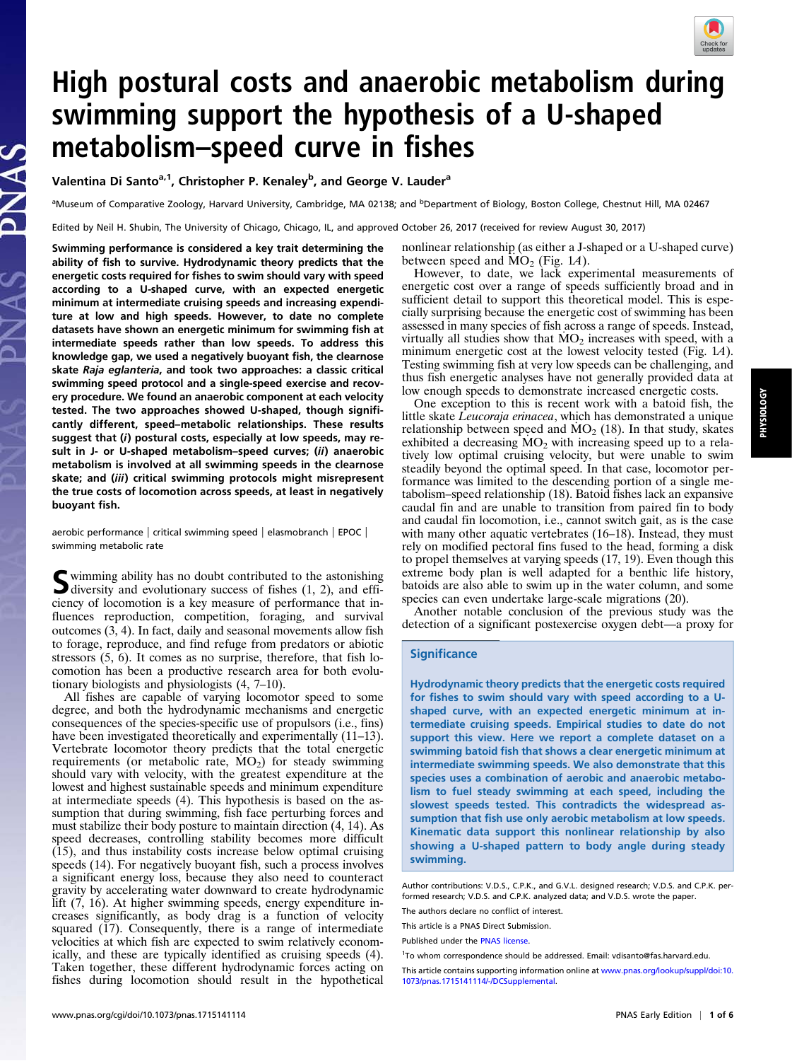# High postural costs and anaerobic metabolism during swimming support the hypothesis of a U-shaped metabolism–speed curve in fishes

Valentina Di Santo[a,1], Christopher P. Kenaley[b], and George V. Lauder[a]

[a]Museum of Comparative Zoology, Harvard University, Cambridge, MA 02138; and [b]Department of Biology, Boston College, Chestnut Hill, MA 02467

Edited by Neil H. Shubin, The University of Chicago, Chicago, IL, and approved October 26, 2017 (received for review August 30, 2017)

**Swimming performance is considered a key trait determining the ability of fish to survive. Hydrodynamic theory predicts that the energetic costs required for fishes to swim should vary with speed according to a U-shaped curve, with an expected energetic minimum at intermediate cruising speeds and increasing expenditure at low and high speeds. However, to date no complete datasets have shown an energetic minimum for swimming fish at intermediate speeds rather than low speeds. To address this knowledge gap, we used a negatively buoyant fish, the clearnose skate *Raja eglanteria*, and took two approaches: a classic critical swimming speed protocol and a single-speed exercise and recovery procedure. We found an anaerobic component at each velocity tested. The two approaches showed U-shaped, though significantly different, speed–metabolic relationships. These results suggest that (*i*) postural costs, especially at low speeds, may result in J- or U-shaped metabolism–speed curves; (*ii*) anaerobic metabolism is involved at all swimming speeds in the clearnose skate; and (*iii*) critical swimming protocols might misrepresent the true costs of locomotion across speeds, at least in negatively buoyant fish.**

aerobic performance | critical swimming speed | elasmobranch | EPOC | swimming metabolic rate

Swimming ability has no doubt contributed to the astonishing diversity and evolutionary success of fishes (1, 2), and efficiency of locomotion is a key measure of performance that influences reproduction, competition, foraging, and survival outcomes (3, 4). In fact, daily and seasonal movements allow fish to forage, reproduce, and find refuge from predators or abiotic stressors (5, 6). It comes as no surprise, therefore, that fish locomotion has been a productive research area for both evolutionary biologists and physiologists (4, 7–10).

All fishes are capable of varying locomotor speed to some degree, and both the hydrodynamic mechanisms and energetic consequences of the species-specific use of propulsors (i.e., fins) have been investigated theoretically and experimentally (11–13). Vertebrate locomotor theory predicts that the total energetic requirements (or metabolic rate, $\dot{M}O_2$) for steady swimming should vary with velocity, with the greatest expenditure at the lowest and highest sustainable speeds and minimum expenditure at intermediate speeds (4). This hypothesis is based on the assumption that during swimming, fish face perturbing forces and must stabilize their body posture to maintain direction (4, 14). As speed decreases, controlling stability becomes more difficult (15), and thus instability costs increase below optimal cruising speeds (14). For negatively buoyant fish, such a process involves a significant energy loss, because they also need to counteract gravity by accelerating water downward to create hydrodynamic lift (7, 16). At higher swimming speeds, energy expenditure increases significantly, as body drag is a function of velocity squared (17). Consequently, there is a range of intermediate velocities at which fish are expected to swim relatively economically, and these are typically identified as cruising speeds (4). Taken together, these different hydrodynamic forces acting on fishes during locomotion should result in the hypothetical nonlinear relationship (as either a J-shaped or a U-shaped curve) between speed and $\dot{M}O_2$ (Fig. 1*A*).

However, to date, we lack experimental measurements of energetic cost over a range of speeds sufficiently broad and in sufficient detail to support this theoretical model. This is especially surprising because the energetic cost of swimming has been assessed in many species of fish across a range of speeds. Instead, virtually all studies show that $\dot{M}O_2$ increases with speed, with a minimum energetic cost at the lowest velocity tested (Fig. 1*A*). Testing swimming fish at very low speeds can be challenging, and thus fish energetic analyses have not generally provided data at low enough speeds to demonstrate increased energetic costs.

One exception to this is recent work with a batoid fish, the little skate *Leucoraja erinacea*, which has demonstrated a unique relationship between speed and $\dot{M}O_2$ (18). In that study, skates exhibited a decreasing $\dot{M}O_2$ with increasing speed up to a relatively low optimal cruising velocity, but were unable to swim steadily beyond the optimal speed. In that case, locomotor performance was limited to the descending portion of a single metabolism–speed relationship (18). Batoid fishes lack an expansive caudal fin and are unable to transition from paired fin to body and caudal fin locomotion, i.e., cannot switch gait, as is the case with many other aquatic vertebrates (16–18). Instead, they must rely on modified pectoral fins fused to the head, forming a disk to propel themselves at varying speeds (17, 19). Even though this extreme body plan is well adapted for a benthic life history, batoids are also able to swim up in the water column, and some species can even undertake large-scale migrations (20).

Another notable conclusion of the previous study was the detection of a significant postexercise oxygen debt—a proxy for

## Significance

Hydrodynamic theory predicts that the energetic costs required for fishes to swim should vary with speed according to a U-shaped curve, with an expected energetic minimum at intermediate cruising speeds. Empirical studies to date do not support this view. Here we report a complete dataset on a swimming batoid fish that shows a clear energetic minimum at intermediate swimming speeds. We also demonstrate that this species uses a combination of aerobic and anaerobic metabolism to fuel steady swimming at each speed, including the slowest speeds tested. This contradicts the widespread assumption that fish use only aerobic metabolism at low speeds. Kinematic data support this nonlinear relationship by also showing a U-shaped pattern to body angle during steady swimming.

Author contributions: V.D.S., C.P.K., and G.V.L. designed research; V.D.S. and C.P.K. performed research; V.D.S. and C.P.K. analyzed data; and V.D.S. wrote the paper.

The authors declare no conflict of interest.

This article is a PNAS Direct Submission.

Published under the PNAS license.

[1]To whom correspondence should be addressed. Email: vdisanto@fas.harvard.edu.

This article contains supporting information online at www.pnas.org/lookup/suppl/doi:10.1073/pnas.1715141114/-/DCSupplemental.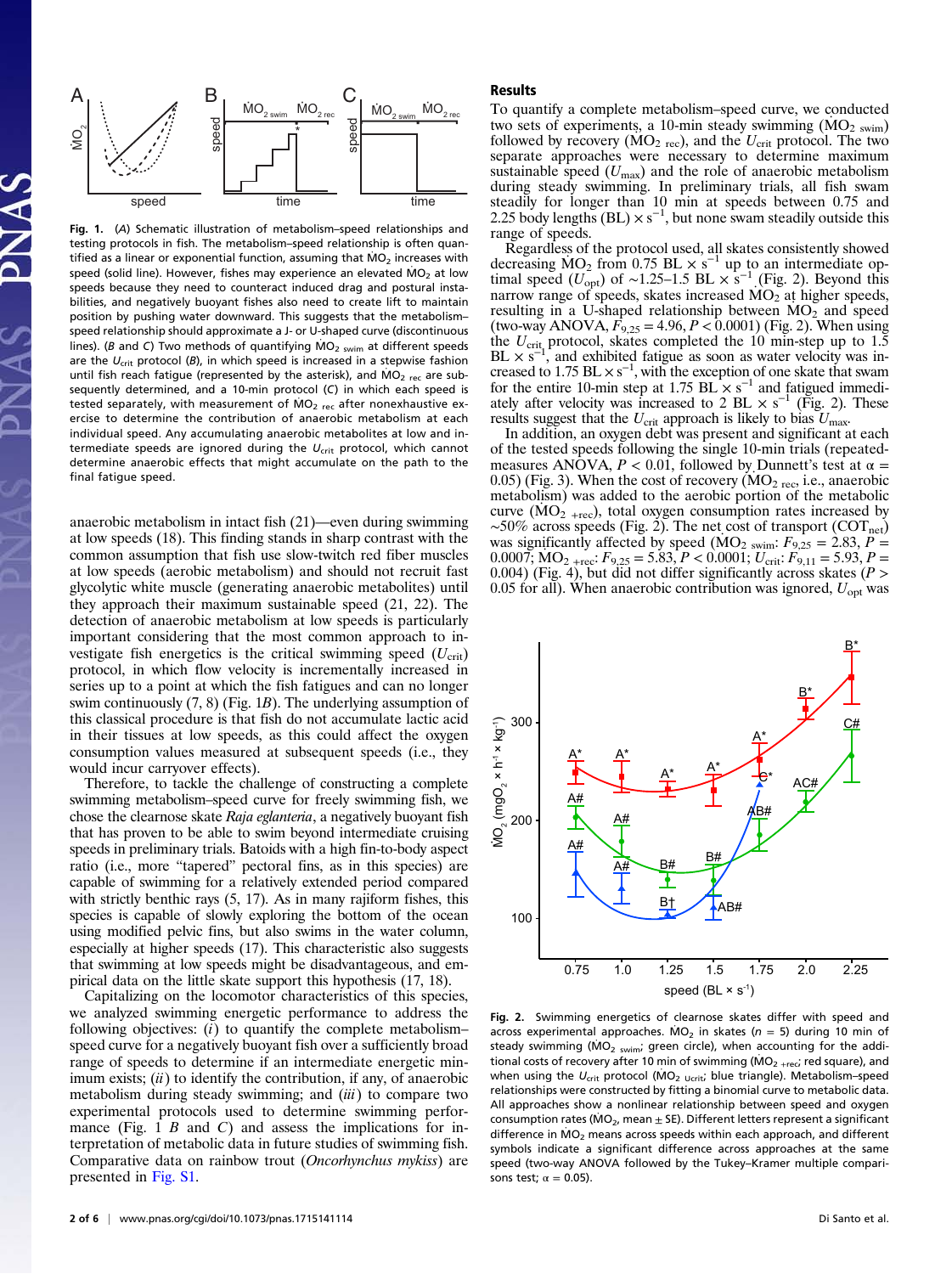**Fig. 1.** (*A*) Schematic illustration of metabolism–speed relationships and testing protocols in fish. The metabolism–speed relationship is often quantified as a linear or exponential function, assuming that $\dot{M}O_2$ increases with speed (solid line). However, fishes may experience an elevated $\dot{M}O_2$ at low speeds because they need to counteract induced drag and postural instabilities, and negatively buoyant fishes also need to create lift to maintain position by pushing water downward. This suggests that the metabolism–speed relationship should approximate a J- or U-shaped curve (discontinuous lines). (*B* and *C*) Two methods of quantifying $\dot{M}O_{2\ swim}$ at different speeds are the $U_{crit}$ protocol (*B*), in which speed is increased in a stepwise fashion until fish reach fatigue (represented by the asterisk), and $\dot{M}O_{2\ rec}$ are subsequently determined, and a 10-min protocol (*C*) in which each speed is tested separately, with measurement of $\dot{M}O_{2\ rec}$ after nonexhaustive exercise to determine the contribution of anaerobic metabolism at each individual speed. Any accumulating anaerobic metabolites at low and intermediate speeds are ignored during the $U_{crit}$ protocol, which cannot determine anaerobic effects that might accumulate on the path to the final fatigue speed.

anaerobic metabolism in intact fish (21)—even during swimming at low speeds (18). This finding stands in sharp contrast with the common assumption that fish use slow-twitch red fiber muscles at low speeds (aerobic metabolism) and should not recruit fast glycolytic white muscle (generating anaerobic metabolites) until they approach their maximum sustainable speed (21, 22). The detection of anaerobic metabolism at low speeds is particularly important considering that the most common approach to investigate fish energetics is the critical swimming speed ($U_{crit}$) protocol, in which flow velocity is incrementally increased in series up to a point at which the fish fatigues and can no longer swim continuously (7, 8) (Fig. 1*B*). The underlying assumption of this classical procedure is that fish do not accumulate lactic acid in their tissues at low speeds, as this could affect the oxygen consumption values measured at subsequent speeds (i.e., they would incur carryover effects).

Therefore, to tackle the challenge of constructing a complete swimming metabolism–speed curve for freely swimming fish, we chose the clearnose skate *Raja eglanteria*, a negatively buoyant fish that has proven to be able to swim beyond intermediate cruising speeds in preliminary trials. Batoids with a high fin-to-body aspect ratio (i.e., more "tapered" pectoral fins, as in this species) are capable of swimming for a relatively extended period compared with strictly benthic rays (5, 17). As in many rajiform fishes, this species is capable of slowly exploring the bottom of the ocean using modified pelvic fins, but also swims in the water column, especially at higher speeds (17). This characteristic also suggests that swimming at low speeds might be disadvantageous, and empirical data on the little skate support this hypothesis (17, 18).

Capitalizing on the locomotor characteristics of this species, we analyzed swimming energetic performance to address the following objectives: (*i*) to quantify the complete metabolism–speed curve for a negatively buoyant fish over a sufficiently broad range of speeds to determine if an intermediate energetic minimum exists; (*ii*) to identify the contribution, if any, of anaerobic metabolism during steady swimming; and (*iii*) to compare two experimental protocols used to determine swimming performance (Fig. 1 *B* and *C*) and assess the implications for interpretation of metabolic data in future studies of swimming fish. Comparative data on rainbow trout (*Oncorhynchus mykiss*) are presented in Fig. S1.

## Results

To quantify a complete metabolism–speed curve, we conducted two sets of experiments, a 10-min steady swimming ($\dot{M}O_{2\ swim}$) followed by recovery ($\dot{M}O_{2\ rec}$), and the $U_{crit}$ protocol. The two separate approaches were necessary to determine maximum sustainable speed ($U_{max}$) and the role of anaerobic metabolism during steady swimming. In preliminary trials, all fish swam steadily for longer than 10 min at speeds between 0.75 and 2.25 body lengths (BL) $\times$ s$^{-1}$, but none swam steadily outside this range of speeds.

Regardless of the protocol used, all skates consistently showed decreasing $\dot{M}O_2$ from 0.75 BL $\times$ s$^{-1}$ up to an intermediate optimal speed ($U_{opt}$) of ~1.25–1.5 BL $\times$ s$^{-1}$ (Fig. 2). Beyond this narrow range of speeds, skates increased $\dot{M}O_2$ at higher speeds, resulting in a U-shaped relationship between $\dot{M}O_2$ and speed (two-way ANOVA, $F_{9,25} = 4.96$, $P < 0.0001$) (Fig. 2). When using the $U_{crit}$ protocol, skates completed the 10 min-step up to 1.5 BL $\times$ s$^{-1}$, and exhibited fatigue as soon as water velocity was increased to 1.75 BL $\times$ s$^{-1}$, with the exception of one skate that swam for the entire 10-min step at 1.75 BL $\times$ s$^{-1}$ and fatigued immediately after velocity was increased to 2 BL $\times$ s$^{-1}$ (Fig. 2). These results suggest that the $U_{crit}$ approach is likely to bias $U_{max}$.

In addition, an oxygen debt was present and significant at each of the tested speeds following the single 10-min trials (repeated-measures ANOVA, $P < 0.01$, followed by Dunnett's test at $\alpha$ = 0.05) (Fig. 3). When the cost of recovery ($\dot{M}O_{2\ rec}$, i.e., anaerobic metabolism) was added to the aerobic portion of the metabolic curve ($\dot{M}O_{2\ +rec}$), total oxygen consumption rates increased by ~50% across speeds (Fig. 2). The net cost of transport ($COT_{net}$) was significantly affected by speed ($\dot{M}O_{2\ swim}$: $F_{9,25} = 2.83$, $P$ = 0.0007; $\dot{M}O_{2\ +rec}$: $F_{9,25} = 5.83$, $P < 0.0001$; $U_{crit}$: $F_{9,11} = 5.93$, $P$ = 0.004) (Fig. 4), but did not differ significantly across skates ($P$ > 0.05 for all). When anaerobic contribution was ignored, $U_{opt}$ was

**Fig. 2.** Swimming energetics of clearnose skates differ with speed and across experimental approaches. $\dot{M}O_2$ in skates ($n$ = 5) during 10 min of steady swimming ($\dot{M}O_{2\ swim}$; green circle), when accounting for the additional costs of recovery after 10 min of swimming ($\dot{M}O_{2\ +rec}$; red square), and when using the $U_{crit}$ protocol ($\dot{M}O_{2\ Ucrit}$; blue triangle). Metabolism–speed relationships were constructed by fitting a binomial curve to metabolic data. All approaches show a nonlinear relationship between speed and oxygen consumption rates ($\dot{M}O_2$, mean ± SE). Different letters represent a significant difference in $\dot{M}O_2$ means across speeds within each approach, and different symbols indicate a significant difference across approaches at the same speed (two-way ANOVA followed by the Tukey–Kramer multiple comparisons test; $\alpha$ = 0.05).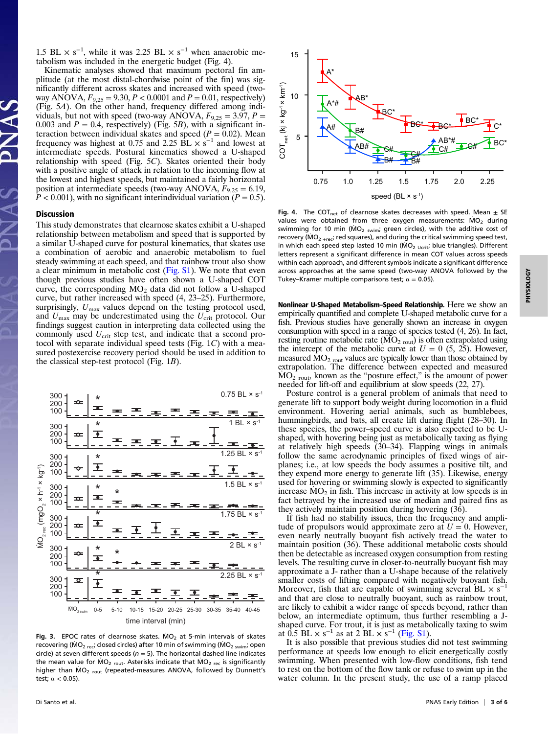1.5 BL × $s^{-1}$, while it was 2.25 BL × $s^{-1}$ when anaerobic metabolism was included in the energetic budget (Fig. 4).

Kinematic analyses showed that maximum pectoral fin amplitude (at the most distal-chordwise point of the fin) was significantly different across skates and increased with speed (two-way ANOVA, $F_{9,25} = 9.30$, $P < 0.0001$ and $P = 0.01$, respectively) (Fig. 5A). On the other hand, frequency differed among individuals, but not with speed (two-way ANOVA, $F_{9,25} = 3.97$, $P = 0.003$ and $P = 0.4$, respectively) (Fig. 5B), with a significant interaction between individual skates and speed ($P = 0.02$). Mean frequency was highest at 0.75 and 2.25 BL × $s^{-1}$ and lowest at intermediate speeds. Postural kinematics showed a U-shaped relationship with speed (Fig. 5C). Skates oriented their body with a positive angle of attack in relation to the incoming flow at the lowest and highest speeds, but maintained a fairly horizontal position at intermediate speeds (two-way ANOVA, $F_{9,25} = 6.19$, $P < 0.001$), with no significant interindividual variation ($P = 0.5$).

## Discussion

This study demonstrates that clearnose skates exhibit a U-shaped relationship between metabolism and speed that is supported by a similar U-shaped curve for postural kinematics, that skates use a combination of aerobic and anaerobic metabolism to fuel steady swimming at each speed, and that rainbow trout also show a clear minimum in metabolic cost (Fig. S1). We note that even though previous studies have often shown a U-shaped COT curve, the corresponding $\dot{M}O_2$ data did not follow a U-shaped curve, but rather increased with speed (4, 23–25). Furthermore, surprisingly, $U_{max}$ values depend on the testing protocol used, and $U_{max}$ may be underestimated using the $U_{crit}$ protocol. Our findings suggest caution in interpreting data collected using the commonly used $U_{crit}$ step test, and indicate that a second protocol with separate individual speed tests (Fig. 1C) with a measured postexercise recovery period should be used in addition to the classical step-test protocol (Fig. 1B).

**Fig. 3.** EPOC rates of clearnose skates. $\dot{M}O_2$ at 5-min intervals of skates recovering ($\dot{M}O_{2\ rec}$; closed circles) after 10 min of swimming ($\dot{M}O_{2\ swim}$; open circle) at seven different speeds ($n = 5$). The horizontal dashed line indicates the mean value for $\dot{M}O_{2\ rout}$. Asterisks indicate that $\dot{M}O_{2\ rec}$ is significantly higher than $\dot{M}O_{2\ rout}$ (repeated-measures ANOVA, followed by Dunnett's test; $\alpha < 0.05$).

**Fig. 4.** The $COT_{net}$ of clearnose skates decreases with speed. Mean ± SE values were obtained from three oxygen measurements: $\dot{M}O_2$ during swimming for 10 min ($\dot{M}O_{2\ swim}$; green circles), with the additive cost of recovery ($\dot{M}O_{2\ +rec}$; red squares), and during the critical swimming speed test, in which each speed step lasted 10 min ($\dot{M}O_{2\ Ucrit}$; blue triangles). Different letters represent a significant difference in mean COT values across speeds within each approach, and different symbols indicate a significant difference across approaches at the same speed (two-way ANOVA followed by the Tukey–Kramer multiple comparisons test; $\alpha = 0.05$).

**Nonlinear U-Shaped Metabolism–Speed Relationship.** Here we show an empirically quantified and complete U-shaped metabolic curve for a fish. Previous studies have generally shown an increase in oxygen consumption with speed in a range of species tested (4, 26). In fact, resting routine metabolic rate ($\dot{M}O_{2\ rout}$) is often extrapolated using the intercept of the metabolic curve at $U = 0$ (5, 25). However, measured $\dot{M}O_{2\ rout}$ values are typically lower than those obtained by extrapolation. The difference between expected and measured $\dot{M}O_{2\ rout}$, known as the "posture effect," is the amount of power needed for lift-off and equilibrium at slow speeds (22, 27).

Posture control is a general problem of animals that need to generate lift to support body weight during locomotion in a fluid environment. Hovering aerial animals, such as bumblebees, hummingbirds, and bats, all create lift during flight (28–30). In these species, the power–speed curve is also expected to be U-shaped, with hovering being just as metabolically taxing as flying at relatively high speeds (30–34). Flapping wings in animals follow the same aerodynamic principles of fixed wings of airplanes; i.e., at low speeds the body assumes a positive tilt, and they expend more energy to generate lift (35). Likewise, energy used for hovering or swimming slowly is expected to significantly increase $\dot{M}O_2$ in fish. This increase in activity at low speeds is in fact betrayed by the increased use of median and paired fins as they actively maintain position during hovering (36).

If fish had no stability issues, then the frequency and amplitude of propulsors would approximate zero at $U = 0$. However, even nearly neutrally buoyant fish actively tread the water to maintain position (36). These additional metabolic costs should then be detectable as increased oxygen consumption from resting levels. The resulting curve in closer-to-neutrally buoyant fish may approximate a J- rather than a U-shape because of the relatively smaller costs of lifting compared with negatively buoyant fish. Moreover, fish that are capable of swimming several BL × $s^{-1}$ and that are close to neutrally buoyant, such as rainbow trout, are likely to exhibit a wider range of speeds beyond, rather than below, an intermediate optimum, thus further resembling a J-shaped curve. For trout, it is just as metabolically taxing to swim at 0.5 BL × $s^{-1}$ as at 2 BL × $s^{-1}$ (Fig. S1).

It is also possible that previous studies did not test swimming performance at speeds low enough to elicit energetically costly hovering. When presented with low-flow conditions, fish tend to rest on the bottom of the flow tank or refuse to swim up in the water column. In the present study, the use of a ramp placed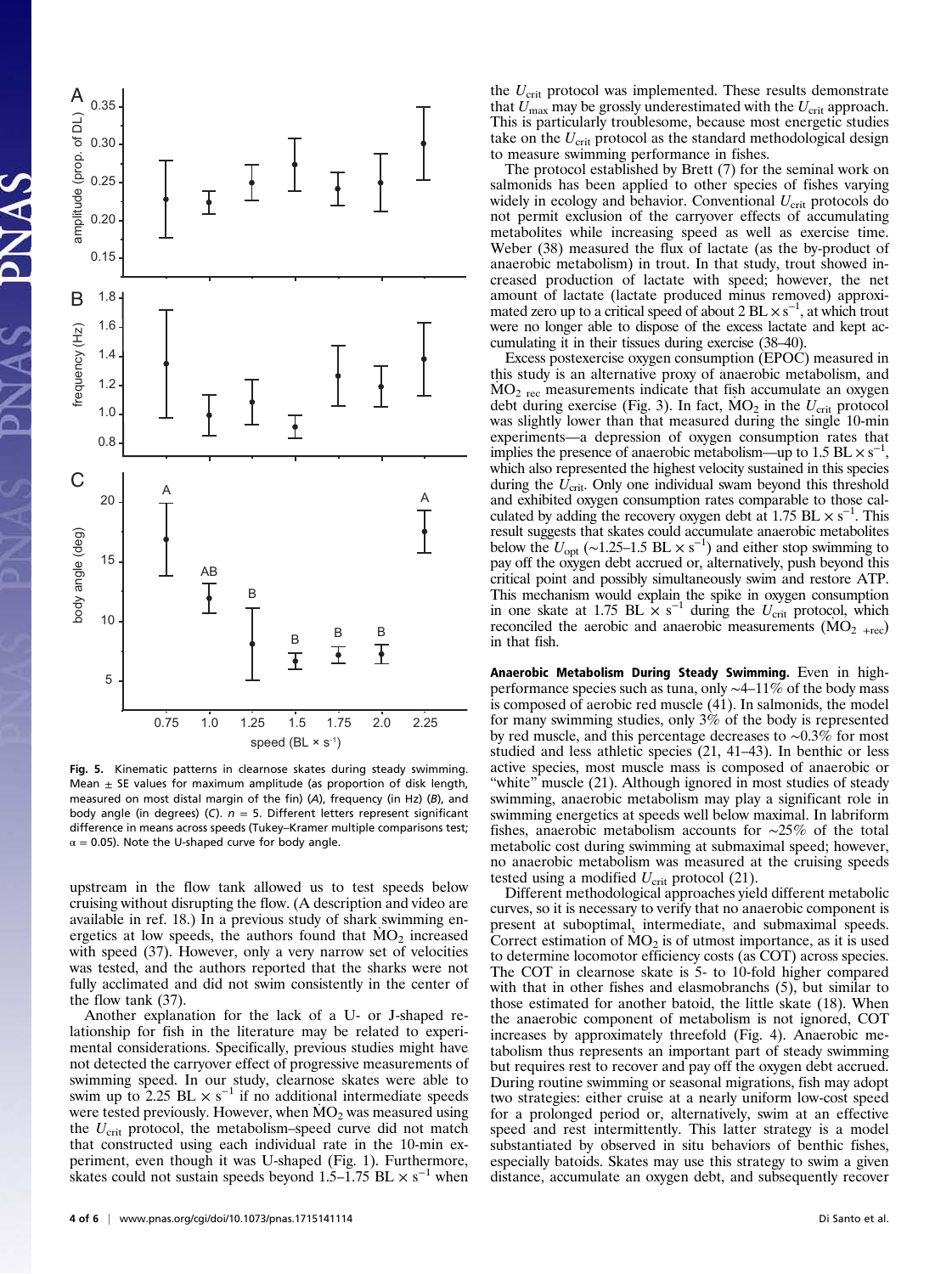Fig. 5. Kinematic patterns in clearnose skates during steady swimming. Mean ± SE values for maximum amplitude (as proportion of disk length, measured on most distal margin of the fin) (*A*), frequency (in Hz) (*B*), and body angle (in degrees) (*C*). $n = 5$. Different letters represent significant difference in means across speeds (Tukey–Kramer multiple comparisons test; $\alpha = 0.05$). Note the U-shaped curve for body angle.

upstream in the flow tank allowed us to test speeds below cruising without disrupting the flow. (A description and video are available in ref. 18.) In a previous study of shark swimming energetics at low speeds, the authors found that $\dot{M}O_2$ increased with speed (37). However, only a very narrow set of velocities was tested, and the authors reported that the sharks were not fully acclimated and did not swim consistently in the center of the flow tank (37).

Another explanation for the lack of a U- or J-shaped relationship for fish in the literature may be related to experimental considerations. Specifically, previous studies might have not detected the carryover effect of progressive measurements of swimming speed. In our study, clearnose skates were able to swim up to 2.25 $BL \times s^{-1}$ if no additional intermediate speeds were tested previously. However, when $\dot{M}O_2$ was measured using the $U_{crit}$ protocol, the metabolism–speed curve did not match that constructed using each individual rate in the 10-min experiment, even though it was U-shaped (Fig. 1). Furthermore, skates could not sustain speeds beyond 1.5–1.75 $BL \times s^{-1}$ when the $U_{crit}$ protocol was implemented. These results demonstrate that $U_{max}$ may be grossly underestimated with the $U_{crit}$ approach. This is particularly troublesome, because most energetic studies take on the $U_{crit}$ protocol as the standard methodological design to measure swimming performance in fishes.

The protocol established by Brett (7) for the seminal work on salmonids has been applied to other species of fishes varying widely in ecology and behavior. Conventional $U_{crit}$ protocols do not permit exclusion of the carryover effects of accumulating metabolites while increasing speed as well as exercise time. Weber (38) measured the flux of lactate (as the by-product of anaerobic metabolism) in trout. In that study, trout showed increased production of lactate with speed; however, the net amount of lactate (lactate produced minus removed) approximated zero up to a critical speed of about 2 $BL \times s^{-1}$, at which trout were no longer able to dispose of the excess lactate and kept accumulating it in their tissues during exercise (38–40).

Excess postexercise oxygen consumption (EPOC) measured in this study is an alternative proxy of anaerobic metabolism, and $\dot{M}O_{2\ rec}$ measurements indicate that fish accumulate an oxygen debt during exercise (Fig. 3). In fact, $\dot{M}O_2$ in the $U_{crit}$ protocol was slightly lower than that measured during the single 10-min experiments—a depression of oxygen consumption rates that implies the presence of anaerobic metabolism—up to 1.5 $BL \times s^{-1}$, which also represented the highest velocity sustained in this species during the $U_{crit}$. Only one individual swam beyond this threshold and exhibited oxygen consumption rates comparable to those calculated by adding the recovery oxygen debt at 1.75 $BL \times s^{-1}$. This result suggests that skates could accumulate anaerobic metabolites below the $U_{opt}$ (~1.25–1.5 $BL \times s^{-1}$) and either stop swimming to pay off the oxygen debt accrued or, alternatively, push beyond this critical point and possibly simultaneously swim and restore ATP. This mechanism would explain the spike in oxygen consumption in one skate at 1.75 $BL \times s^{-1}$ during the $U_{crit}$ protocol, which reconciled the aerobic and anaerobic measurements ($\dot{M}O_{2\ +rec}$) in that fish.

**Anaerobic Metabolism During Steady Swimming.** Even in high-performance species such as tuna, only ~4–11% of the body mass is composed of aerobic red muscle (41). In salmonids, the model for many swimming studies, only 3% of the body is represented by red muscle, and this percentage decreases to ~0.3% for most studied and less athletic species (21, 41–43). In benthic or less active species, most muscle mass is composed of anaerobic or "white" muscle (21). Although ignored in most studies of steady swimming, anaerobic metabolism may play a significant role in swimming energetics at speeds well below maximal. In labriform fishes, anaerobic metabolism accounts for ~25% of the total metabolic cost during swimming at submaximal speed; however, no anaerobic metabolism was measured at the cruising speeds tested using a modified $U_{crit}$ protocol (21).

Different methodological approaches yield different metabolic curves, so it is necessary to verify that no anaerobic component is present at suboptimal, intermediate, and submaximal speeds. Correct estimation of $\dot{M}O_2$ is of utmost importance, as it is used to determine locomotor efficiency costs (as COT) across species. The COT in clearnose skate is 5- to 10-fold higher compared with that in other fishes and elasmobranchs (5), but similar to those estimated for another batoid, the little skate (18). When the anaerobic component of metabolism is not ignored, COT increases by approximately threefold (Fig. 4). Anaerobic metabolism thus represents an important part of steady swimming but requires rest to recover and pay off the oxygen debt accrued. During routine swimming or seasonal migrations, fish may adopt two strategies: either cruise at a nearly uniform low-cost speed for a prolonged period or, alternatively, swim at an effective speed and rest intermittently. This latter strategy is a model substantiated by observed in situ behaviors of benthic fishes, especially batoids. Skates may use this strategy to swim a given distance, accumulate an oxygen debt, and subsequently recover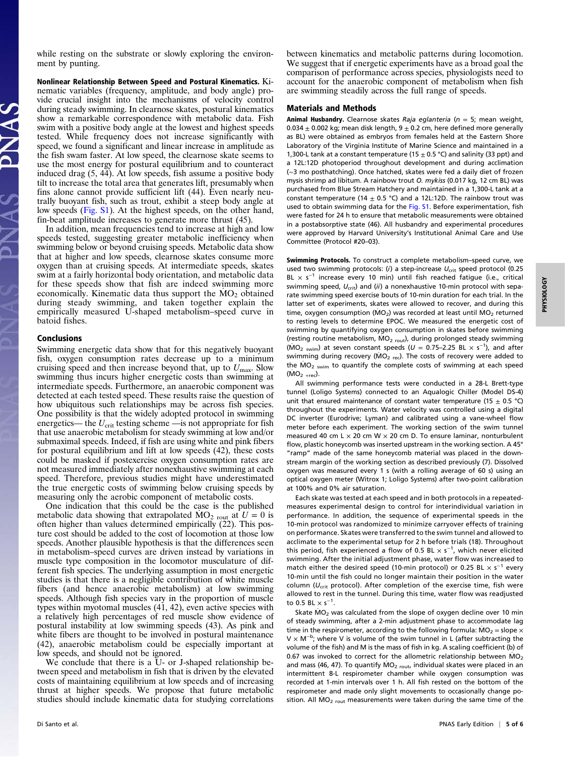while resting on the substrate or slowly exploring the environment by punting.

**Nonlinear Relationship Between Speed and Postural Kinematics.** Kinematic variables (frequency, amplitude, and body angle) provide crucial insight into the mechanisms of velocity control during steady swimming. In clearnose skates, postural kinematics show a remarkable correspondence with metabolic data. Fish swim with a positive body angle at the lowest and highest speeds tested. While frequency does not increase significantly with speed, we found a significant and linear increase in amplitude as the fish swam faster. At low speed, the clearnose skate seems to use the most energy for postural equilibrium and to counteract induced drag (5, 44). At low speeds, fish assume a positive body tilt to increase the total area that generates lift, presumably when fins alone cannot provide sufficient lift (44). Even nearly neutrally buoyant fish, such as trout, exhibit a steep body angle at low speeds (Fig. S1). At the highest speeds, on the other hand, fin-beat amplitude increases to generate more thrust (45).

In addition, mean frequencies tend to increase at high and low speeds tested, suggesting greater metabolic inefficiency when swimming below or beyond cruising speeds. Metabolic data show that at higher and low speeds, clearnose skates consume more oxygen than at cruising speeds. At intermediate speeds, skates swim at a fairly horizontal body orientation, and metabolic data for these speeds show that fish are indeed swimming more economically. Kinematic data thus support the $\dot{M}O_2$ obtained during steady swimming, and taken together explain the empirically measured U-shaped metabolism–speed curve in batoid fishes.

## Conclusions

Swimming energetic data show that for this negatively buoyant fish, oxygen consumption rates decrease up to a minimum cruising speed and then increase beyond that, up to $U_{max}$. Slow swimming thus incurs higher energetic costs than swimming at intermediate speeds. Furthermore, an anaerobic component was detected at each tested speed. These results raise the question of how ubiquitous such relationships may be across fish species. One possibility is that the widely adopted protocol in swimming energetics— the $U_{crit}$ testing scheme —is not appropriate for fish that use anaerobic metabolism for steady swimming at low and/or submaximal speeds. Indeed, if fish are using white and pink fibers for postural equilibrium and lift at low speeds (42), these costs could be masked if postexercise oxygen consumption rates are not measured immediately after nonexhaustive swimming at each speed. Therefore, previous studies might have underestimated the true energetic costs of swimming below cruising speeds by measuring only the aerobic component of metabolic costs.

One indication that this could be the case is the published metabolic data showing that extrapolated $\dot{M}O_{2\ rout}$ at $U = 0$ is often higher than values determined empirically (22). This posture cost should be added to the cost of locomotion at those low speeds. Another plausible hypothesis is that the differences seen in metabolism–speed curves are driven instead by variations in muscle type composition in the locomotor musculature of different fish species. The underlying assumption in most energetic studies is that there is a negligible contribution of white muscle fibers (and hence anaerobic metabolism) at low swimming speeds. Although fish species vary in the proportion of muscle types within myotomal muscles (41, 42), even active species with a relatively high percentages of red muscle show evidence of postural instability at low swimming speeds (43). As pink and white fibers are thought to be involved in postural maintenance (42), anaerobic metabolism could be especially important at low speeds, and should not be ignored.

We conclude that there is a U- or J-shaped relationship between speed and metabolism in fish that is driven by the elevated costs of maintaining equilibrium at low speeds and of increasing thrust at higher speeds. We propose that future metabolic studies should include kinematic data for studying correlations between kinematics and metabolic patterns during locomotion. We suggest that if energetic experiments have as a broad goal the comparison of performance across species, physiologists need to account for the anaerobic component of metabolism when fish are swimming steadily across the full range of speeds.

## Materials and Methods

**Animal Husbandry.** Clearnose skates *Raja eglanteria* ($n = 5$; mean weight, $0.034 \pm 0.002$ kg; mean disk length, $9 \pm 0.2$ cm, here defined more generally as BL) were obtained as embryos from females held at the Eastern Shore Laboratory of the Virginia Institute of Marine Science and maintained in a 1,300-L tank at a constant temperature ($15 \pm 0.5$ °C) and salinity (33 ppt) and a 12L:12D photoperiod throughout development and during acclimation (~3 mo posthatching). Once hatched, skates were fed a daily diet of frozen mysis shrimp ad libitum. A rainbow trout *O. mykiss* (0.017 kg, 12 cm BL) was purchased from Blue Stream Hatchery and maintained in a 1,300-L tank at a constant temperature ($14 \pm 0.5$ °C) and a 12L:12D. The rainbow trout was used to obtain swimming data for the Fig. S1. Before experimentation, fish were fasted for 24 h to ensure that metabolic measurements were obtained in a postabsorptive state (46). All husbandry and experimental procedures were approved by Harvard University's Institutional Animal Care and Use Committee (Protocol #20–03).

**Swimming Protocols.** To construct a complete metabolism–speed curve, we used two swimming protocols: (*i*) a step-increase $U_{crit}$ speed protocol (0.25 BL × $s^{-1}$ increase every 10 min) until fish reached fatigue (i.e., critical swimming speed, $U_{crit}$) and (*ii*) a nonexhaustive 10-min protocol with separate swimming speed exercise bouts of 10-min duration for each trial. In the latter set of experiments, skates were allowed to recover, and during this time, oxygen consumption ($\dot{M}O_2$) was recorded at least until $\dot{M}O_2$ returned to resting levels to determine EPOC. We measured the energetic cost of swimming by quantifying oxygen consumption in skates before swimming (resting routine metabolism, $\dot{M}O_{2\ rout}$), during prolonged steady swimming ($\dot{M}O_{2\ swim}$) at seven constant speeds ($U$ = 0.75–2.25 BL × $s^{-1}$), and after swimming during recovery ($\dot{M}O_{2\ rec}$). The costs of recovery were added to the $\dot{M}O_{2\ swim}$ to quantify the complete costs of swimming at each speed ($\dot{M}O_{2\ +rec}$).

All swimming performance tests were conducted in a 28-L Brett-type tunnel (Loligo Systems) connected to an Aqualogic Chiller (Model DS-4) unit that ensured maintenance of constant water temperature ($15 \pm 0.5$ °C) throughout the experiments. Water velocity was controlled using a digital DC inverter (Eurodrive; Lyman) and calibrated using a vane-wheel flow meter before each experiment. The working section of the swim tunnel measured 40 cm L × 20 cm W × 20 cm D. To ensure laminar, nonturbulent flow, plastic honeycomb was inserted upstream in the working section. A 45° "ramp" made of the same honeycomb material was placed in the downstream margin of the working section as described previously (7). Dissolved oxygen was measured every 1 s (with a rolling average of 60 s) using an optical oxygen meter (Witrox 1; Loligo Systems) after two-point calibration at 100% and 0% air saturation.

Each skate was tested at each speed and in both protocols in a repeated-measures experimental design to control for interindividual variation in performance. In addition, the sequence of experimental speeds in the 10-min protocol was randomized to minimize carryover effects of training on performance. Skates were transferred to the swim tunnel and allowed to acclimate to the experimental setup for 2 h before trials (18). Throughout this period, fish experienced a flow of 0.5 BL × $s^{-1}$, which never elicited swimming. After the initial adjustment phase, water flow was increased to match either the desired speed (10-min protocol) or 0.25 BL × $s^{-1}$ every 10-min until the fish could no longer maintain their position in the water column ($U_{crit}$ protocol). After completion of the exercise time, fish were allowed to rest in the tunnel. During this time, water flow was readjusted to 0.5 BL × $s^{-1}$.

Skate $\dot{M}O_2$ was calculated from the slope of oxygen decline over 10 min of steady swimming, after a 2-min adjustment phase to accommodate lag time in the respirometer, according to the following formula: $\dot{M}O_2$ = slope × V × $M^{-b}$; where V is volume of the swim tunnel in L (after subtracting the volume of the fish) and M is the mass of fish in kg. A scaling coefficient (b) of 0.67 was invoked to correct for the allometric relationship between $\dot{M}O_2$ and mass (46, 47). To quantify $\dot{M}O_{2\ rout}$, individual skates were placed in an intermittent 8-L respirometer chamber while oxygen consumption was recorded at 1-min intervals over 1 h. All fish rested on the bottom of the respirometer and made only slight movements to occasionally change position. All $\dot{M}O_{2\ rout}$ measurements were taken during the same time of the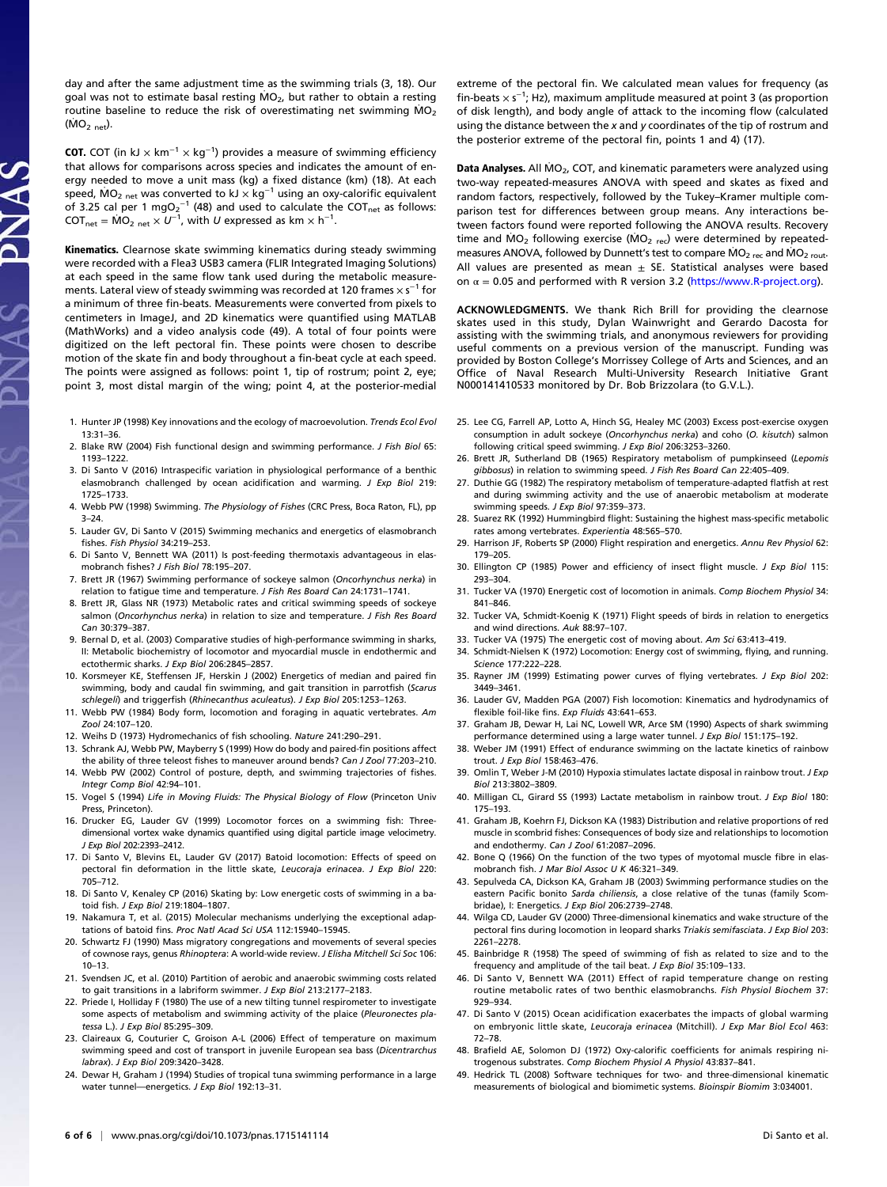day and after the same adjustment time as the swimming trials (3, 18). Our goal was not to estimate basal resting $\dot{M}O_2$, but rather to obtain a resting routine baseline to reduce the risk of overestimating net swimming $\dot{M}O_2$ ($\dot{M}O_{2\ net}$).

**COT.** COT (in kJ × km$^{-1}$ × kg$^{-1}$) provides a measure of swimming efficiency that allows for comparisons across species and indicates the amount of energy needed to move a unit mass (kg) a fixed distance (km) (18). At each speed, $\dot{M}O_{2\ net}$ was converted to kJ × kg$^{-1}$ using an oxy-calorific equivalent of 3.25 cal per 1 mgO$_2^{-1}$ (48) and used to calculate the COT$_{net}$ as follows: $COT_{net} = \dot{M}O_{2\ net} \times U^{-1}$, with $U$ expressed as km × h$^{-1}$.

**Kinematics.** Clearnose skate swimming kinematics during steady swimming were recorded with a Flea3 USB3 camera (FLIR Integrated Imaging Solutions) at each speed in the same flow tank used during the metabolic measurements. Lateral view of steady swimming was recorded at 120 frames × s$^{-1}$ for a minimum of three fin-beats. Measurements were converted from pixels to centimeters in ImageJ, and 2D kinematics were quantified using MATLAB (MathWorks) and a video analysis code (49). A total of four points were digitized on the left pectoral fin. These points were chosen to describe motion of the skate fin and body throughout a fin-beat cycle at each speed. The points were assigned as follows: point 1, tip of rostrum; point 2, eye; point 3, most distal margin of the wing; point 4, at the posterior-medial extreme of the pectoral fin. We calculated mean values for frequency (as fin-beats × s$^{-1}$; Hz), maximum amplitude measured at point 3 (as proportion of disk length), and body angle of attack to the incoming flow (calculated using the distance between the $x$ and $y$ coordinates of the tip of rostrum and the posterior extreme of the pectoral fin, points 1 and 4) (17).

**Data Analyses.** All $\dot{M}O_2$, COT, and kinematic parameters were analyzed using two-way repeated-measures ANOVA with speed and skates as fixed and random factors, respectively, followed by the Tukey–Kramer multiple comparison test for differences between group means. Any interactions between factors found were reported following the ANOVA results. Recovery time and $MO_2$ following exercise ($MO_{2\ rec}$) were determined by repeated-measures ANOVA, followed by Dunnett's test to compare $\dot{M}O_{2\ rec}$ and $\dot{M}O_{2\ rout}$. All values are presented as mean ± SE. Statistical analyses were based on $\alpha = 0.05$ and performed with R version 3.2 (https://www.R-project.org).

**ACKNOWLEDGMENTS.** We thank Rich Brill for providing the clearnose skates used in this study, Dylan Wainwright and Gerardo Dacosta for assisting with the swimming trials, and anonymous reviewers for providing useful comments on a previous version of the manuscript. Funding was provided by Boston College's Morrissey College of Arts and Sciences, and an Office of Naval Research Multi-University Research Initiative Grant N000141410533 monitored by Dr. Bob Brizzolara (to G.V.L.).

1. Hunter JP (1998) Key innovations and the ecology of macroevolution. *Trends Ecol Evol* 13:31–36.
2. Blake RW (2004) Fish functional design and swimming performance. *J Fish Biol* 65: 1193–1222.
3. Di Santo V (2016) Intraspecific variation in physiological performance of a benthic elasmobranch challenged by ocean acidification and warming. *J Exp Biol* 219: 1725–1733.
4. Webb PW (1998) Swimming. *The Physiology of Fishes* (CRC Press, Boca Raton, FL), pp 3–24.
5. Lauder GV, Di Santo V (2015) Swimming mechanics and energetics of elasmobranch fishes. *Fish Physiol* 34:219–253.
6. Di Santo V, Bennett WA (2011) Is post-feeding thermotaxis advantageous in elasmobranch fishes? *J Fish Biol* 78:195–207.
7. Brett JR (1967) Swimming performance of sockeye salmon (*Oncorhynchus nerka*) in relation to fatigue time and temperature. *J Fish Res Board Can* 24:1731–1741.
8. Brett JR, Glass NR (1973) Metabolic rates and critical swimming speeds of sockeye salmon (*Oncorhynchus nerka*) in relation to size and temperature. *J Fish Res Board Can* 30:379–387.
9. Bernal D, et al. (2003) Comparative studies of high-performance swimming in sharks, II: Metabolic biochemistry of locomotor and myocardial muscle in endothermic and ectothermic sharks. *J Exp Biol* 206:2845–2857.
10. Korsmeyer KE, Steffensen JF, Herskin J (2002) Energetics of median and paired fin swimming, body and caudal fin swimming, and gait transition in parrotfish (*Scarus schlegeli*) and triggerfish (*Rhinecanthus aculeatus*). *J Exp Biol* 205:1253–1263.
11. Webb PW (1984) Body form, locomotion and foraging in aquatic vertebrates. *Am Zool* 24:107–120.
12. Weihs D (1973) Hydromechanics of fish schooling. *Nature* 241:290–291.
13. Schrank AJ, Webb PW, Mayberry S (1999) How do body and paired-fin positions affect the ability of three teleost fishes to maneuver around bends? *Can J Zool* 77:203–210.
14. Webb PW (2002) Control of posture, depth, and swimming trajectories of fishes. *Integr Comp Biol* 42:94–101.
15. Vogel S (1994) *Life in Moving Fluids: The Physical Biology of Flow* (Princeton Univ Press, Princeton).
16. Drucker EG, Lauder GV (1999) Locomotor forces on a swimming fish: Three-dimensional vortex wake dynamics quantified using digital particle image velocimetry. *J Exp Biol* 202:2393–2412.
17. Di Santo V, Blevins EL, Lauder GV (2017) Batoid locomotion: Effects of speed on pectoral fin deformation in the little skate, *Leucoraja erinacea*. *J Exp Biol* 220: 705–712.
18. Di Santo V, Kenaley CP (2016) Skating by: Low energetic costs of swimming in a batoid fish. *J Exp Biol* 219:1804–1807.
19. Nakamura T, et al. (2015) Molecular mechanisms underlying the exceptional adaptations of batoid fins. *Proc Natl Acad Sci USA* 112:15940–15945.
20. Schwartz FJ (1990) Mass migratory congregations and movements of several species of cownose rays, genus *Rhinoptera*: A world-wide review. *J Elisha Mitchell Sci Soc* 106: 10–13.
21. Svendsen JC, et al. (2010) Partition of aerobic and anaerobic swimming costs related to gait transitions in a labriform swimmer. *J Exp Biol* 213:2177–2183.
22. Priede I, Holliday F (1980) The use of a new tilting tunnel respirometer to investigate some aspects of metabolism and swimming activity of the plaice (*Pleuronectes platessa* L.). *J Exp Biol* 85:295–309.
23. Claireaux G, Couturier C, Groison A-L (2006) Effect of temperature on maximum swimming speed and cost of transport in juvenile European sea bass (*Dicentrarchus labrax*). *J Exp Biol* 209:3420–3428.
24. Dewar H, Graham J (1994) Studies of tropical tuna swimming performance in a large water tunnel—energetics. *J Exp Biol* 192:13–31.
25. Lee CG, Farrell AP, Lotto A, Hinch SG, Healey MC (2003) Excess post-exercise oxygen consumption in adult sockeye (*Oncorhynchus nerka*) and coho (*O. kisutch*) salmon following critical speed swimming. *J Exp Biol* 206:3253–3260.
26. Brett JR, Sutherland DB (1965) Respiratory metabolism of pumpkinseed (*Lepomis gibbosus*) in relation to swimming speed. *J Fish Res Board Can* 22:405–409.
27. Duthie GG (1982) The respiratory metabolism of temperature-adapted flatfish at rest and during swimming activity and the use of anaerobic metabolism at moderate swimming speeds. *J Exp Biol* 97:359–373.
28. Suarez RK (1992) Hummingbird flight: Sustaining the highest mass-specific metabolic rates among vertebrates. *Experientia* 48:565–570.
29. Harrison JF, Roberts SP (2000) Flight respiration and energetics. *Annu Rev Physiol* 62: 179–205.
30. Ellington CP (1985) Power and efficiency of insect flight muscle. *J Exp Biol* 115: 293–304.
31. Tucker VA (1970) Energetic cost of locomotion in animals. *Comp Biochem Physiol* 34: 841–846.
32. Tucker VA, Schmidt-Koenig K (1971) Flight speeds of birds in relation to energetics and wind directions. *Auk* 88:97–107.
33. Tucker VA (1975) The energetic cost of moving about. *Am Sci* 63:413–419.
34. Schmidt-Nielsen K (1972) Locomotion: Energy cost of swimming, flying, and running. *Science* 177:222–228.
35. Rayner JM (1999) Estimating power curves of flying vertebrates. *J Exp Biol* 202: 3449–3461.
36. Lauder GV, Madden PGA (2007) Fish locomotion: Kinematics and hydrodynamics of flexible foil-like fins. *Exp Fluids* 43:641–653.
37. Graham JB, Dewar H, Lai NC, Lowell WR, Arce SM (1990) Aspects of shark swimming performance determined using a large water tunnel. *J Exp Biol* 151:175–192.
38. Weber JM (1991) Effect of endurance swimming on the lactate kinetics of rainbow trout. *J Exp Biol* 158:463–476.
39. Omlin T, Weber J-M (2010) Hypoxia stimulates lactate disposal in rainbow trout. *J Exp Biol* 213:3802–3809.
40. Milligan CL, Girard SS (1993) Lactate metabolism in rainbow trout. *J Exp Biol* 180: 175–193.
41. Graham JB, Koehrn FJ, Dickson KA (1983) Distribution and relative proportions of red muscle in scombrid fishes: Consequences of body size and relationships to locomotion and endothermy. *Can J Zool* 61:2087–2096.
42. Bone Q (1966) On the function of the two types of myotomal muscle fibre in elasmobranch fish. *J Mar Biol Assoc U K* 46:321–349.
43. Sepulveda CA, Dickson KA, Graham JB (2003) Swimming performance studies on the eastern Pacific bonito *Sarda chiliensis*, a close relative of the tunas (family Scombridae), I: Energetics. *J Exp Biol* 206:2739–2748.
44. Wilga CD, Lauder GV (2000) Three-dimensional kinematics and wake structure of the pectoral fins during locomotion in leopard sharks *Triakis semifasciata*. *J Exp Biol* 203: 2261–2278.
45. Bainbridge R (1958) The speed of swimming of fish as related to size and to the frequency and amplitude of the tail beat. *J Exp Biol* 35:109–133.
46. Di Santo V, Bennett WA (2011) Effect of rapid temperature change on resting routine metabolic rates of two benthic elasmobranchs. *Fish Physiol Biochem* 37: 929–934.
47. Di Santo V (2015) Ocean acidification exacerbates the impacts of global warming on embryonic little skate, *Leucoraja erinacea* (Mitchill). *J Exp Mar Biol Ecol* 463: 72–78.
48. Brafield AE, Solomon DJ (1972) Oxy-calorific coefficients for animals respiring nitrogenous substrates. *Comp Biochem Physiol A Physiol* 43:837–841.
49. Hedrick TL (2008) Software techniques for two- and three-dimensional kinematic measurements of biological and biomimetic systems. *Bioinspir Biomim* 3:034001.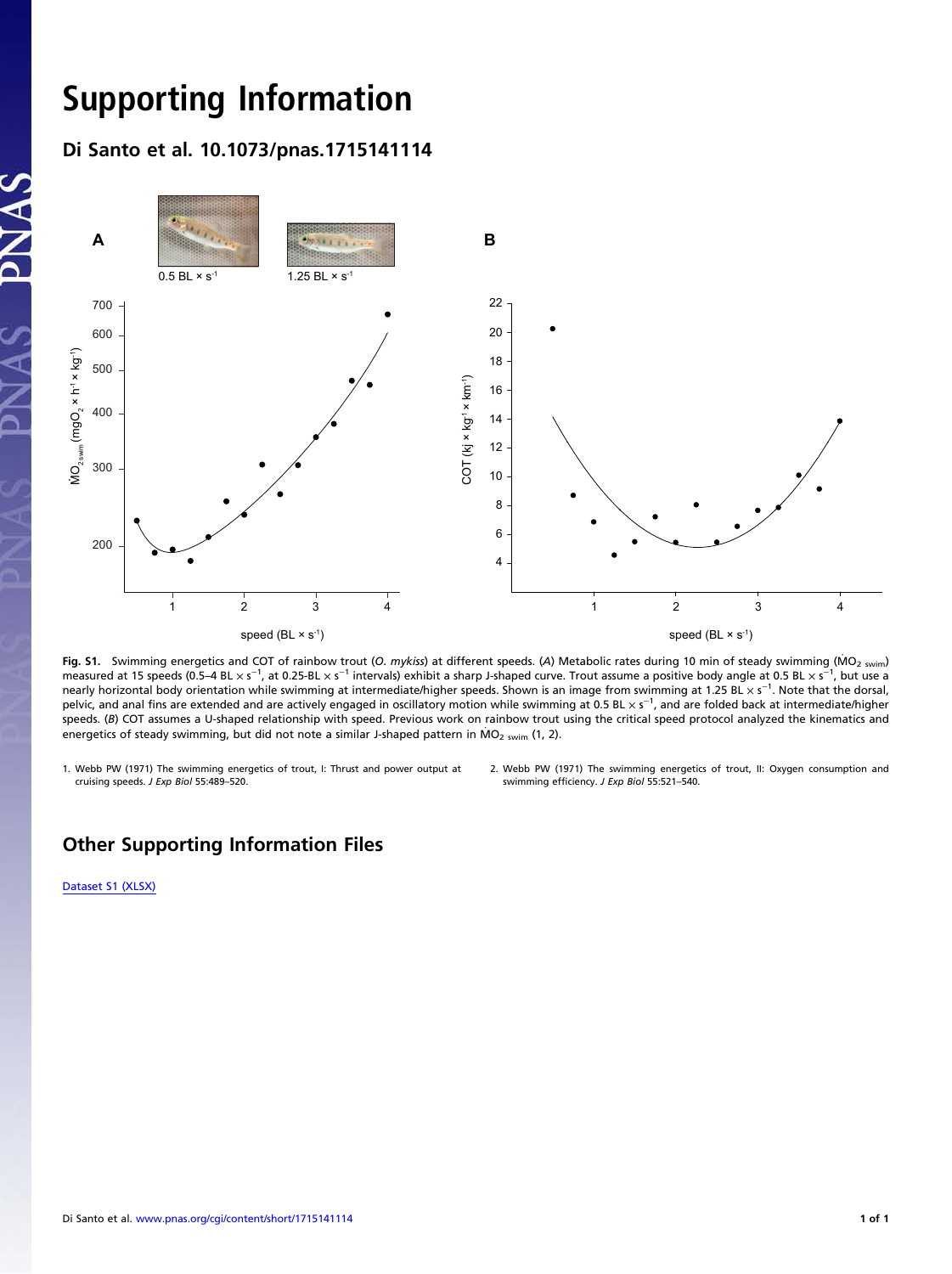# Supporting Information

## Di Santo et al. 10.1073/pnas.1715141114

A

0.5 BL × s⁻¹

1.25 BL × s⁻¹

700
600
500
400
300
200

$\dot{M}O_{2\,swim}$ (mgO$_2$ × h$^{-1}$ × kg$^{-1}$)

1
2
3
4

speed (BL × s$^{-1}$)

B

22
20
18
16
14
12
10
8
6
4

COT (kj × kg$^{-1}$ × km$^{-1}$)

1
2
3
4

speed (BL × s$^{-1}$)

**Fig. S1.** Swimming energetics and COT of rainbow trout (*O. mykiss*) at different speeds. (*A*) Metabolic rates during 10 min of steady swimming ($\dot{M}O_{2\,swim}$) measured at 15 speeds (0.5–4 BL × $s^{-1}$, at 0.25-BL × $s^{-1}$ intervals) exhibit a sharp J-shaped curve. Trout assume a positive body angle at 0.5 BL × $s^{-1}$, but use a nearly horizontal body orientation while swimming at intermediate/higher speeds. Shown is an image from swimming at 1.25 BL × $s^{-1}$. Note that the dorsal, pelvic, and anal fins are extended and are actively engaged in oscillatory motion while swimming at 0.5 BL × $s^{-1}$, and are folded back at intermediate/higher speeds. (*B*) COT assumes a U-shaped relationship with speed. Previous work on rainbow trout using the critical speed protocol analyzed the kinematics and energetics of steady swimming, but did not note a similar J-shaped pattern in $\dot{M}O_{2\,swim}$ (1, 2).

1. Webb PW (1971) The swimming energetics of trout, I: Thrust and power output at cruising speeds. *J Exp Biol* 55:489–520.
2. Webb PW (1971) The swimming energetics of trout, II: Oxygen consumption and swimming efficiency. *J Exp Biol* 55:521–540.

## Other Supporting Information Files

Dataset S1 (XLSX)